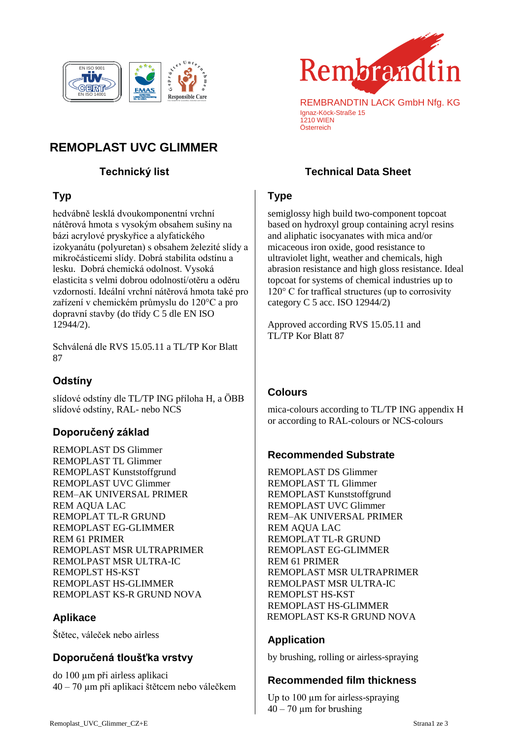REMBRANDTIN LACK GmbH Nfg. KG
Ignaz-Köck-Straße 15
1210 WIEN
Österreich

# REMOPLAST UVC GLIMMER

## Technický list

### Typ

hedvábně lesklá dvoukomponentní vrchní nátěrová hmota s vysokým obsahem sušiny na bázi acrylové pryskyřice a alyfatického izokyanátu (polyuretan) s obsahem železité slídy a mikročásticemi slídy. Dobrá stabilita odstínu a lesku. Dobrá chemická odolnost. Vysoká elasticita s velmi dobrou odolností/otěru a oděru vzdorností. Ideální vrchní nátěrová hmota také pro zařízení v chemickém průmyslu do 120°C a pro dopravní stavby (do třídy C 5 dle EN ISO 12944/2).

Schválená dle RVS 15.05.11 a TL/TP Kor Blatt 87

### Odstíny

slídové odstíny dle TL/TP ING příloha H, a ÖBB slídové odstíny, RAL- nebo NCS

### Doporučený základ

REMOPLAST DS Glimmer
REMOPLAST TL Glimmer
REMOPLAST Kunststoffgrund
REMOPLAST UVC Glimmer
REM–AK UNIVERSAL PRIMER
REM AQUA LAC
REMOPLAT TL-R GRUND
REMOPLAST EG-GLIMMER
REM 61 PRIMER
REMOPLAST MSR ULTRAPRIMER
REMOLPAST MSR ULTRA-IC
REMOPLST HS-KST
REMOPLAST HS-GLIMMER
REMOPLAST KS-R GRUND NOVA

### Aplikace

Štětec, váleček nebo airless

### Doporučená tloušťka vrstvy

do 100 µm při airless aplikaci
40 – 70 µm při aplikaci štětcem nebo válečkem

## Technical Data Sheet

### Type

semiglossy high build two-component topcoat based on hydroxyl group containing acryl resins and aliphatic isocyanates with mica and/or micaceous iron oxide, good resistance to ultraviolet light, weather and chemicals, high abrasion resistance and high gloss resistance. Ideal topcoat for systems of chemical industries up to 120° C for traffical structures (up to corrosivity category C 5 acc. ISO 12944/2)

Approved according RVS 15.05.11 and TL/TP Kor Blatt 87

### Colours

mica-colours according to TL/TP ING appendix H or according to RAL-colours or NCS-colours

### Recommended Substrate

REMOPLAST DS Glimmer
REMOPLAST TL Glimmer
REMOPLAST Kunststoffgrund
REMOPLAST UVC Glimmer
REM–AK UNIVERSAL PRIMER
REM AQUA LAC
REMOPLAT TL-R GRUND
REMOPLAST EG-GLIMMER
REM 61 PRIMER
REMOPLAST MSR ULTRAPRIMER
REMOLPAST MSR ULTRA-IC
REMOPLST HS-KST
REMOPLAST HS-GLIMMER
REMOPLAST KS-R GRUND NOVA

### Application

by brushing, rolling or airless-spraying

### Recommended film thickness

Up to 100 µm for airless-spraying
40 – 70 µm for brushing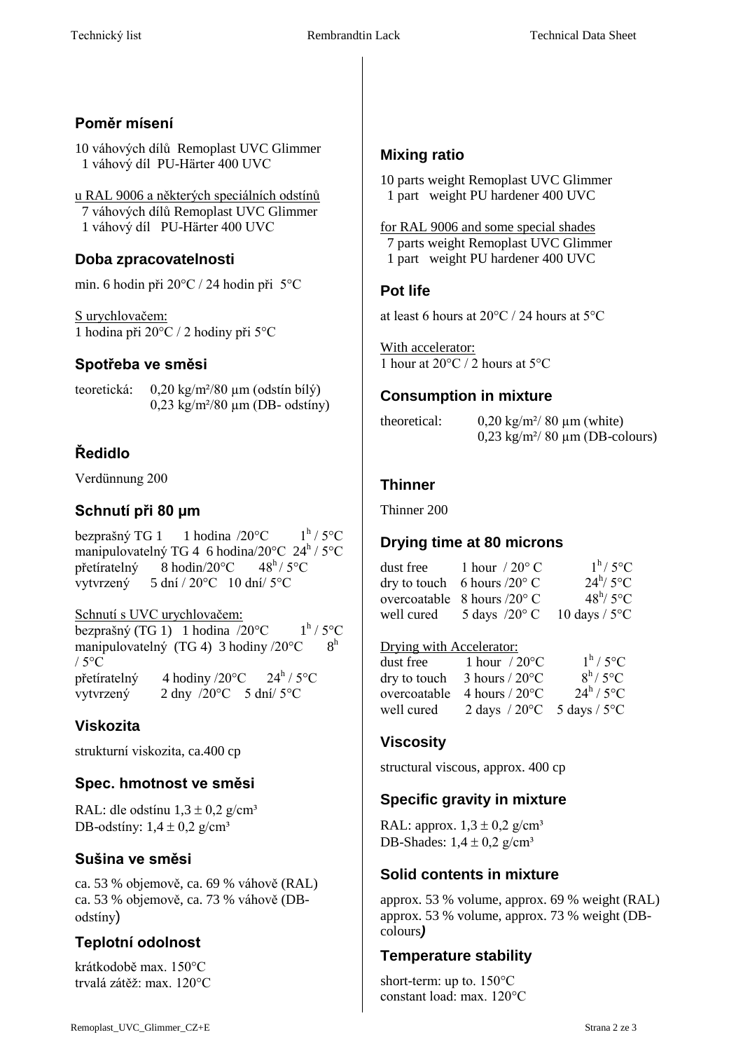## Poměr mísení

10 váhových dílů Remoplast UVC Glimmer
1 váhový díl PU-Härter 400 UVC

u RAL 9006 a některých speciálních odstínů
7 váhových dílů Remoplast UVC Glimmer
1 váhový díl PU-Härter 400 UVC

## Doba zpracovatelnosti

min. 6 hodin při 20°C / 24 hodin při 5°C

S urychlovačem:
1 hodina při 20°C / 2 hodiny při 5°C

## Spotřeba ve směsi

teoretická: 0,20 kg/m²/80 μm (odstín bílý)
0,23 kg/m²/80 μm (DB- odstíny)

## Ředidlo

Verdünnung 200

## Schnutí při 80 μm

| | | |
|---|---|---|
| bezprašný TG 1 | 1 hodina /20°C | $1^h$ / 5°C |
| manipulovatelný TG 4 | 6 hodina/20°C | $24^h$ / 5°C |
| přetíratelný | 8 hodin/20°C | $48^h$ / 5°C |
| vytvrzený | 5 dní / 20°C | 10 dní/ 5°C |

Schnutí s UVC urychlovačem:

| | | |
|---|---|---|
| bezprašný (TG 1) | 1 hodina /20°C | $1^h$ / 5°C |
| manipulovatelný (TG 4) | 3 hodiny /20°C | $8^h$ / 5°C |
| přetíratelný | 4 hodiny /20°C | $24^h$ / 5°C |
| vytvrzený | 2 dny /20°C | 5 dní/ 5°C |

## Viskozita

strukturní viskozita, ca.400 cp

## Spec. hmotnost ve směsi

RAL: dle odstínu 1,3 ± 0,2 g/cm³
DB-odstíny: 1,4 ± 0,2 g/cm³

## Sušina ve směsi

ca. 53 % objemově, ca. 69 % váhově (RAL)
ca. 53 % objemově, ca. 73 % váhově (DB-odstíny)

## Teplotní odolnost

krátkodobě max. 150°C
trvalá zátěž: max. 120°C

## Mixing ratio

10 parts weight Remoplast UVC Glimmer
1 part weight PU hardener 400 UVC

for RAL 9006 and some special shades
7 parts weight Remoplast UVC Glimmer
1 part weight PU hardener 400 UVC

## Pot life

at least 6 hours at 20°C / 24 hours at 5°C

With accelerator:
1 hour at 20°C / 2 hours at 5°C

## Consumption in mixture

theoretical: 0,20 kg/m²/ 80 μm (white)
0,23 kg/m²/ 80 μm (DB-colours)

## Thinner

Thinner 200

## Drying time at 80 microns

| | | |
|---|---|---|
| dust free | 1 hour / 20° C | $1^h$ / 5°C |
| dry to touch | 6 hours /20° C | $24^h$/ 5°C |
| overcoatable | 8 hours /20° C | $48^h$/ 5°C |
| well cured | 5 days /20° C | 10 days / 5°C |

Drying with Accelerator:

| | | |
|---|---|---|
| dust free | 1 hour / 20°C | $1^h$ / 5°C |
| dry to touch | 3 hours / 20°C | $8^h$ / 5°C |
| overcoatable | 4 hours / 20°C | $24^h$ / 5°C |
| well cured | 2 days / 20°C | 5 days / 5°C |

## Viscosity

structural viscous, approx. 400 cp

## Specific gravity in mixture

RAL: approx. 1,3 ± 0,2 g/cm³
DB-Shades: 1,4 ± 0,2 g/cm³

## Solid contents in mixture

approx. 53 % volume, approx. 69 % weight (RAL)
approx. 53 % volume, approx. 73 % weight (DB-colours)

## Temperature stability

short-term: up to. 150°C
constant load: max. 120°C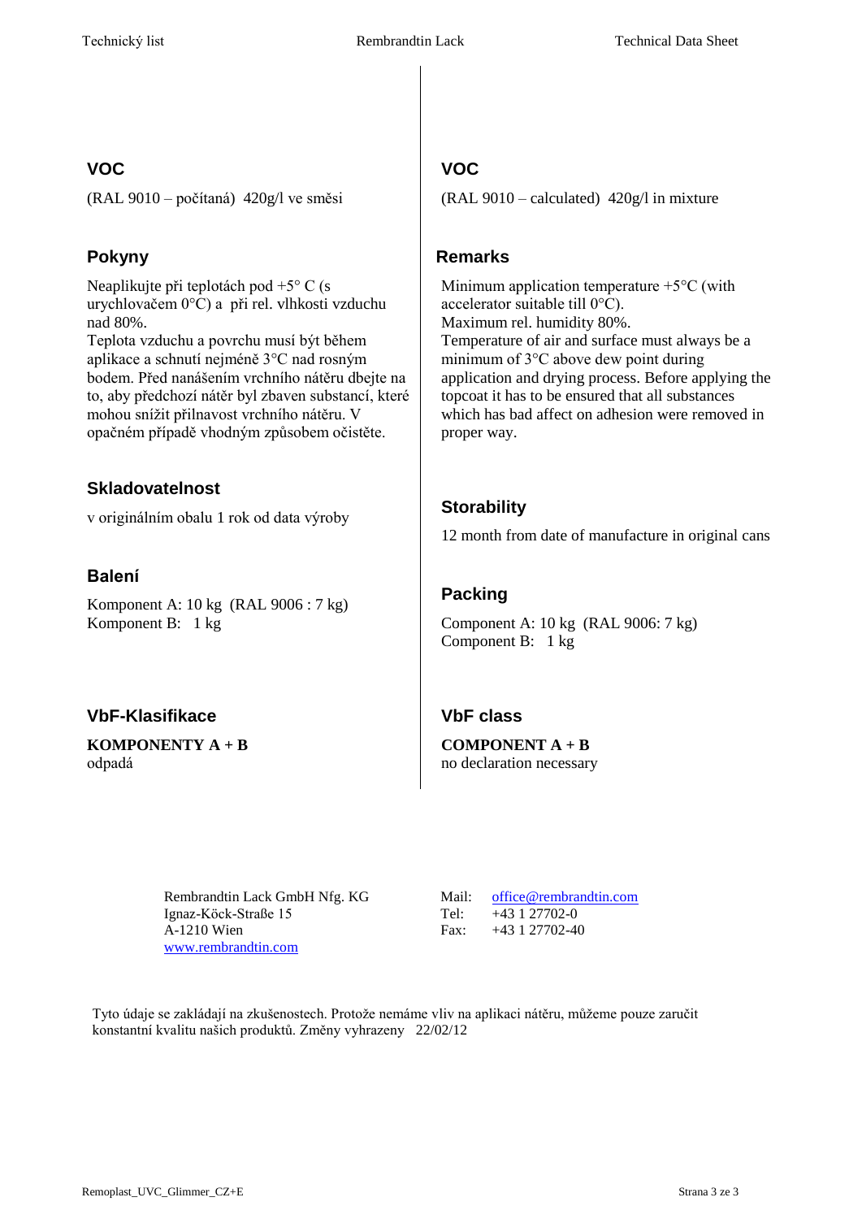## VOC

(RAL 9010 – počítaná)  420g/l ve směsi

## Pokyny

Neaplikujte při teplotách pod +5° C (s urychlovačem 0°C) a  při rel. vlhkosti vzduchu nad 80%.
Teplota vzduchu a povrchu musí být během aplikace a schnutí nejméně 3°C nad rosným bodem. Před nanášením vrchního nátěru dbejte na to, aby předchozí nátěr byl zbaven substancí, které mohou snížit přilnavost vrchního nátěru. V opačném případě vhodným způsobem očistěte.

## Skladovatelnost

v originálním obalu 1 rok od data výroby

## Balení

Komponent A: 10 kg  (RAL 9006 : 7 kg)
Komponent B:   1 kg

## VbF-Klasifikace

**KOMPONENTY A + B**
odpadá

## VOC

(RAL 9010 – calculated)  420g/l in mixture

## Remarks

Minimum application temperature +5°C (with accelerator suitable till 0°C).
Maximum rel. humidity 80%.
Temperature of air and surface must always be a minimum of 3°C above dew point during application and drying process. Before applying the topcoat it has to be ensured that all substances which has bad affect on adhesion were removed in proper way.

## Storability

12 month from date of manufacture in original cans

## Packing

Component A: 10 kg  (RAL 9006: 7 kg)
Component B:   1 kg

## VbF class

**COMPONENT A + B**
no declaration necessary

Rembrandtin Lack GmbH Nfg. KG
Ignaz-Köck-Straße 15
A-1210 Wien
www.rembrandtin.com

Mail: office@rembrandtin.com
Tel: +43 1 27702-0
Fax: +43 1 27702-40

Tyto údaje se zakládají na zkušenostech. Protože nemáme vliv na aplikaci nátěru, můžeme pouze zaručit konstantní kvalitu našich produktů. Změny vyhrazeny   22/02/12